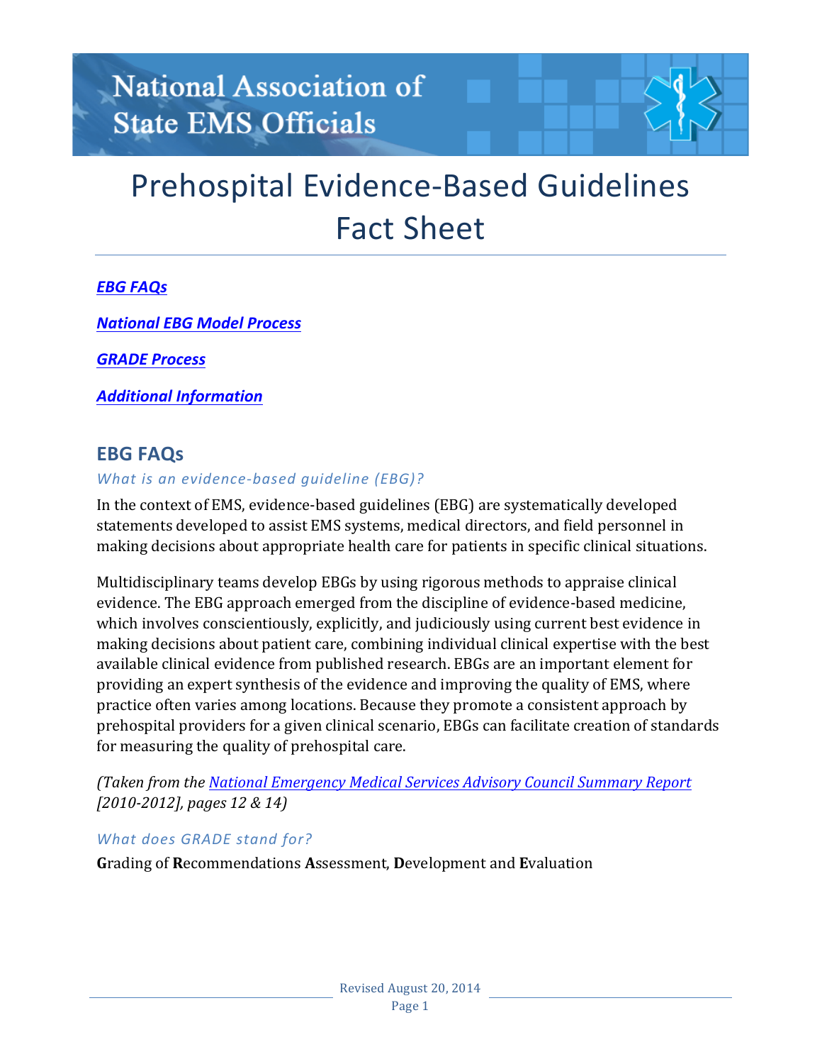National Association of State EMS Officials

# Prehospital Evidence-Based Guidelines Fact Sheet

***EBG FAQs***

***National EBG Model Process***

***GRADE Process***

***Additional Information***

## EBG FAQs

### *What is an evidence-based guideline (EBG)?*

In the context of EMS, evidence-based guidelines (EBG) are systematically developed statements developed to assist EMS systems, medical directors, and field personnel in making decisions about appropriate health care for patients in specific clinical situations.

Multidisciplinary teams develop EBGs by using rigorous methods to appraise clinical evidence. The EBG approach emerged from the discipline of evidence-based medicine, which involves conscientiously, explicitly, and judiciously using current best evidence in making decisions about patient care, combining individual clinical expertise with the best available clinical evidence from published research. EBGs are an important element for providing an expert synthesis of the evidence and improving the quality of EMS, where practice often varies among locations. Because they promote a consistent approach by prehospital providers for a given clinical scenario, EBGs can facilitate creation of standards for measuring the quality of prehospital care.

*(Taken from the National Emergency Medical Services Advisory Council Summary Report [2010-2012], pages 12 & 14)*

### *What does GRADE stand for?*

**G**rading of **R**ecommendations **A**ssessment, **D**evelopment and **E**valuation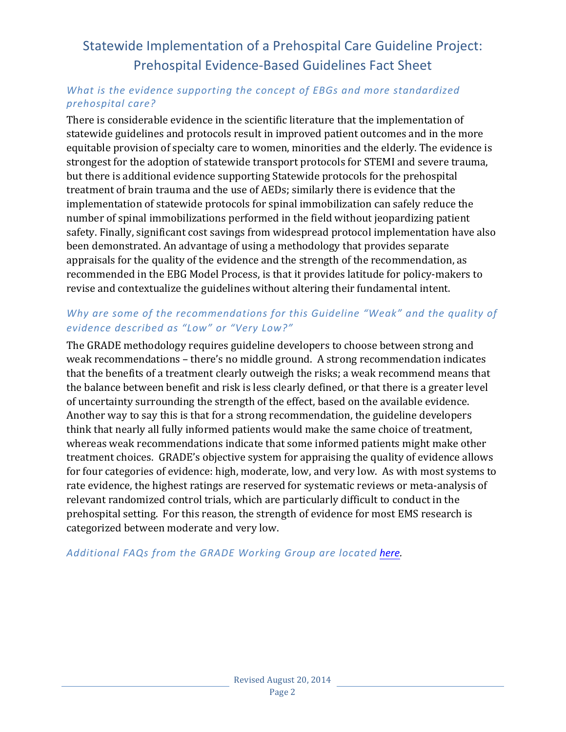# Statewide Implementation of a Prehospital Care Guideline Project: Prehospital Evidence-Based Guidelines Fact Sheet

### *What is the evidence supporting the concept of EBGs and more standardized prehospital care?*

There is considerable evidence in the scientific literature that the implementation of statewide guidelines and protocols result in improved patient outcomes and in the more equitable provision of specialty care to women, minorities and the elderly. The evidence is strongest for the adoption of statewide transport protocols for STEMI and severe trauma, but there is additional evidence supporting Statewide protocols for the prehospital treatment of brain trauma and the use of AEDs; similarly there is evidence that the implementation of statewide protocols for spinal immobilization can safely reduce the number of spinal immobilizations performed in the field without jeopardizing patient safety. Finally, significant cost savings from widespread protocol implementation have also been demonstrated. An advantage of using a methodology that provides separate appraisals for the quality of the evidence and the strength of the recommendation, as recommended in the EBG Model Process, is that it provides latitude for policy-makers to revise and contextualize the guidelines without altering their fundamental intent.

### *Why are some of the recommendations for this Guideline "Weak" and the quality of evidence described as "Low" or "Very Low?"*

The GRADE methodology requires guideline developers to choose between strong and weak recommendations – there's no middle ground. A strong recommendation indicates that the benefits of a treatment clearly outweigh the risks; a weak recommend means that the balance between benefit and risk is less clearly defined, or that there is a greater level of uncertainty surrounding the strength of the effect, based on the available evidence. Another way to say this is that for a strong recommendation, the guideline developers think that nearly all fully informed patients would make the same choice of treatment, whereas weak recommendations indicate that some informed patients might make other treatment choices. GRADE's objective system for appraising the quality of evidence allows for four categories of evidence: high, moderate, low, and very low. As with most systems to rate evidence, the highest ratings are reserved for systematic reviews or meta-analysis of relevant randomized control trials, which are particularly difficult to conduct in the prehospital setting. For this reason, the strength of evidence for most EMS research is categorized between moderate and very low.

*Additional FAQs from the GRADE Working Group are located [here](#).*

Revised August 20, 2014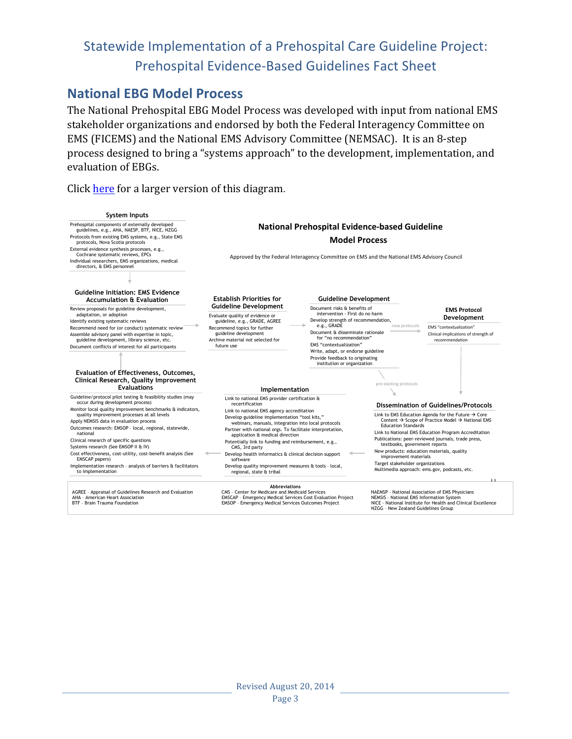# Statewide Implementation of a Prehospital Care Guideline Project: Prehospital Evidence-Based Guidelines Fact Sheet

## National EBG Model Process

The National Prehospital EBG Model Process was developed with input from national EMS stakeholder organizations and endorsed by both the Federal Interagency Committee on EMS (FICEMS) and the National EMS Advisory Committee (NEMSAC). It is an 8-step process designed to bring a "systems approach" to the development, implementation, and evaluation of EBGs.

Click [here]() for a larger version of this diagram.

### National Prehospital Evidence-based Guideline Model Process

Approved by the Federal Interagency Committee on EMS and the National EMS Advisory Council

**System Inputs**

- Prehospital components of externally developed guidelines, e.g., AHA, NAESP, BTF, NICE, NZGG
- Protocols from existing EMS systems, e.g., State EMS protocols, Nova Scotia protocols
- External evidence synthesis processes, e.g., Cochrane systematic reviews, EPCs
- Individual researchers, EMS organizations, medical directors, & EMS personnel

**Guideline Initiation: EMS Evidence Accumulation & Evaluation**

- Review proposals for guideline development, adaptation, or adoption
- Identify existing systematic reviews
- Recommend need for (or conduct) systematic review
- Assemble advisory panel with expertise in topic, guideline development, library science, etc.
- Document conflicts of interest for all participants

**Establish Priorities for Guideline Development**

- Evaluate quality of evidence or guideline, e.g., GRADE, AGREE
- Recommend topics for further guideline development
- Archive material not selected for future use

**Guideline Development**

- Document risks & benefits of intervention - First do no harm
- Develop strength of recommendation, e.g., GRADE
- Document & disseminate rationale for "no recommendation"
- EMS "contextualization"
- Write, adapt, or endorse guideline
- Provide feedback to originating institution or organization

(new protocols →)

**EMS Protocol Development**

- EMS "contextualization"
- Clinical implications of strength of recommendation

(pre-existing protocols →)

**Dissemination of Guidelines/Protocols**

- Link to EMS Education Agenda for the Future → Core Content → Scope of Practice Model → National EMS Education Standards
- Link to National EMS Education Program Accreditation
- Publications: peer-reviewed journals, trade press, textbooks, government reports
- New products: education materials, quality improvement materials
- Target stakeholder organizations
- Multimedia approach: ems.gov, podcasts, etc.

**Implementation**

- Link to national EMS provider certification & recertification
- Link to national EMS agency accreditation
- Develop guideline implementation "tool kits," webinars, manuals, integration into local protocols
- Partner with national orgs. To facilitate interpretation, application & medical direction
- Potentially link to funding and reimbursement, e.g., CMS, 3rd party
- Develop health informatics & clinical decision support software
- Develop quality improvement measures & tools - local, regional, state & tribal

**Evaluation of Effectiveness, Outcomes, Clinical Research, Quality Improvement Evaluations**

- Guideline/protocol pilot testing & feasibility studies (may occur during development process)
- Monitor local quality improvement benchmarks & indicators, quality improvement processes at all levels
- Apply NEMSIS data in evaluation process
- Outcomes research: EMSOP - local, regional, statewide, national
- Clinical research of specific questions
- Systems research (See EMSOP II & IV)
- Cost effectiveness, cost-utility, cost-benefit analysis (See EMSCAP papers)
- Implementation research - analysis of barriers & facilitators to implementation

**Abbreviations**

- AGREE - Appraisal of Guidelines Research and Evaluation
- AHA - American Heart Association
- BTF - Brain Trauma Foundation
- CMS - Center for Medicare and Medicaid Services
- EMSCAP - Emergency Medical Services Cost Evaluation Project
- EMSOP - Emergency Medical Services Outcomes Project
- NAEMSP - National Association of EMS Physicians
- NEMSIS - National EMS Information System
- NICE - National Institute for Health and Clinical Excellence
- NZGG - New Zealand Guidelines Group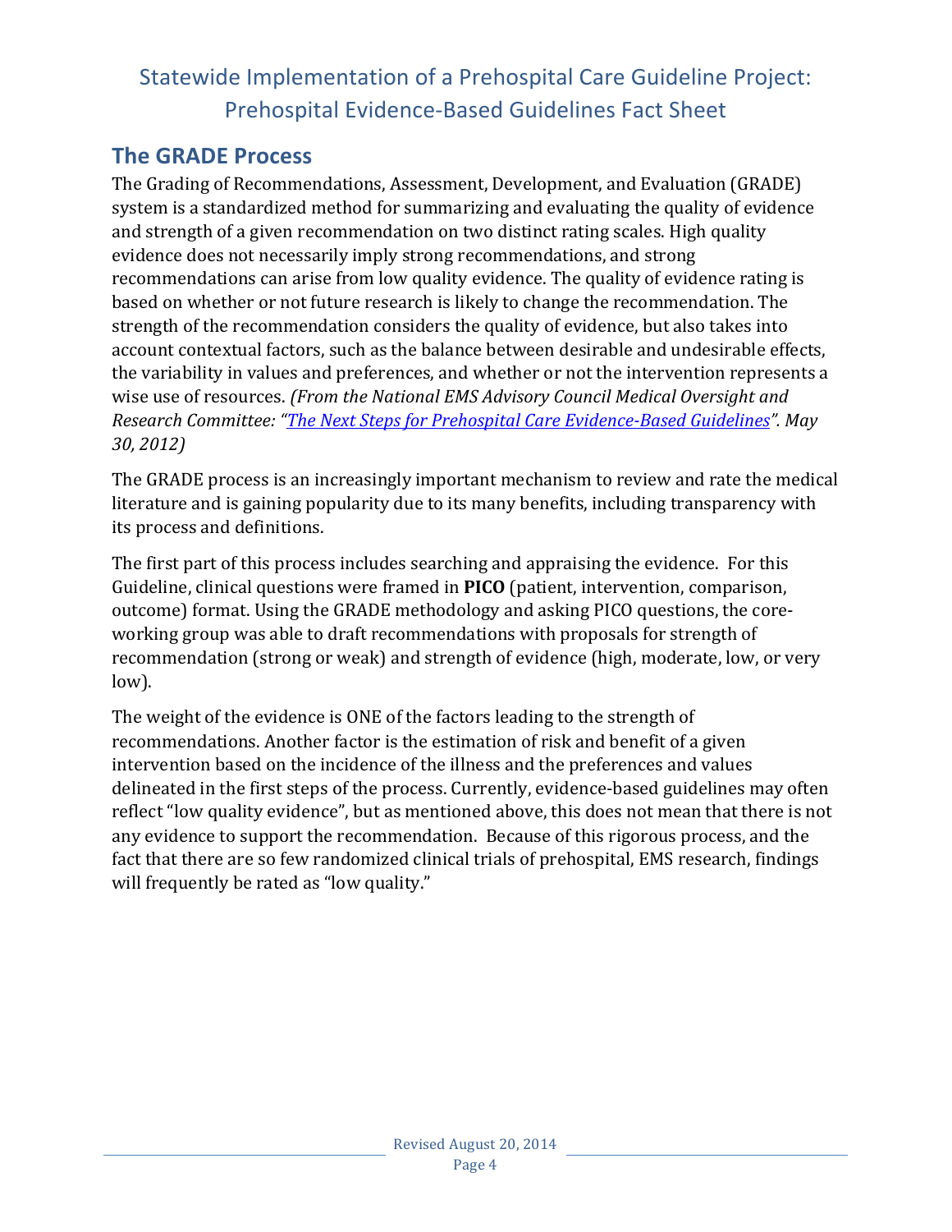# Statewide Implementation of a Prehospital Care Guideline Project: Prehospital Evidence-Based Guidelines Fact Sheet

## The GRADE Process

The Grading of Recommendations, Assessment, Development, and Evaluation (GRADE) system is a standardized method for summarizing and evaluating the quality of evidence and strength of a given recommendation on two distinct rating scales. High quality evidence does not necessarily imply strong recommendations, and strong recommendations can arise from low quality evidence. The quality of evidence rating is based on whether or not future research is likely to change the recommendation. The strength of the recommendation considers the quality of evidence, but also takes into account contextual factors, such as the balance between desirable and undesirable effects, the variability in values and preferences, and whether or not the intervention represents a wise use of resources. *(From the National EMS Advisory Council Medical Oversight and Research Committee: "The Next Steps for Prehospital Care Evidence-Based Guidelines". May 30, 2012)*

The GRADE process is an increasingly important mechanism to review and rate the medical literature and is gaining popularity due to its many benefits, including transparency with its process and definitions.

The first part of this process includes searching and appraising the evidence. For this Guideline, clinical questions were framed in **PICO** (patient, intervention, comparison, outcome) format. Using the GRADE methodology and asking PICO questions, the core-working group was able to draft recommendations with proposals for strength of recommendation (strong or weak) and strength of evidence (high, moderate, low, or very low).

The weight of the evidence is ONE of the factors leading to the strength of recommendations. Another factor is the estimation of risk and benefit of a given intervention based on the incidence of the illness and the preferences and values delineated in the first steps of the process. Currently, evidence-based guidelines may often reflect "low quality evidence", but as mentioned above, this does not mean that there is not any evidence to support the recommendation. Because of this rigorous process, and the fact that there are so few randomized clinical trials of prehospital, EMS research, findings will frequently be rated as "low quality."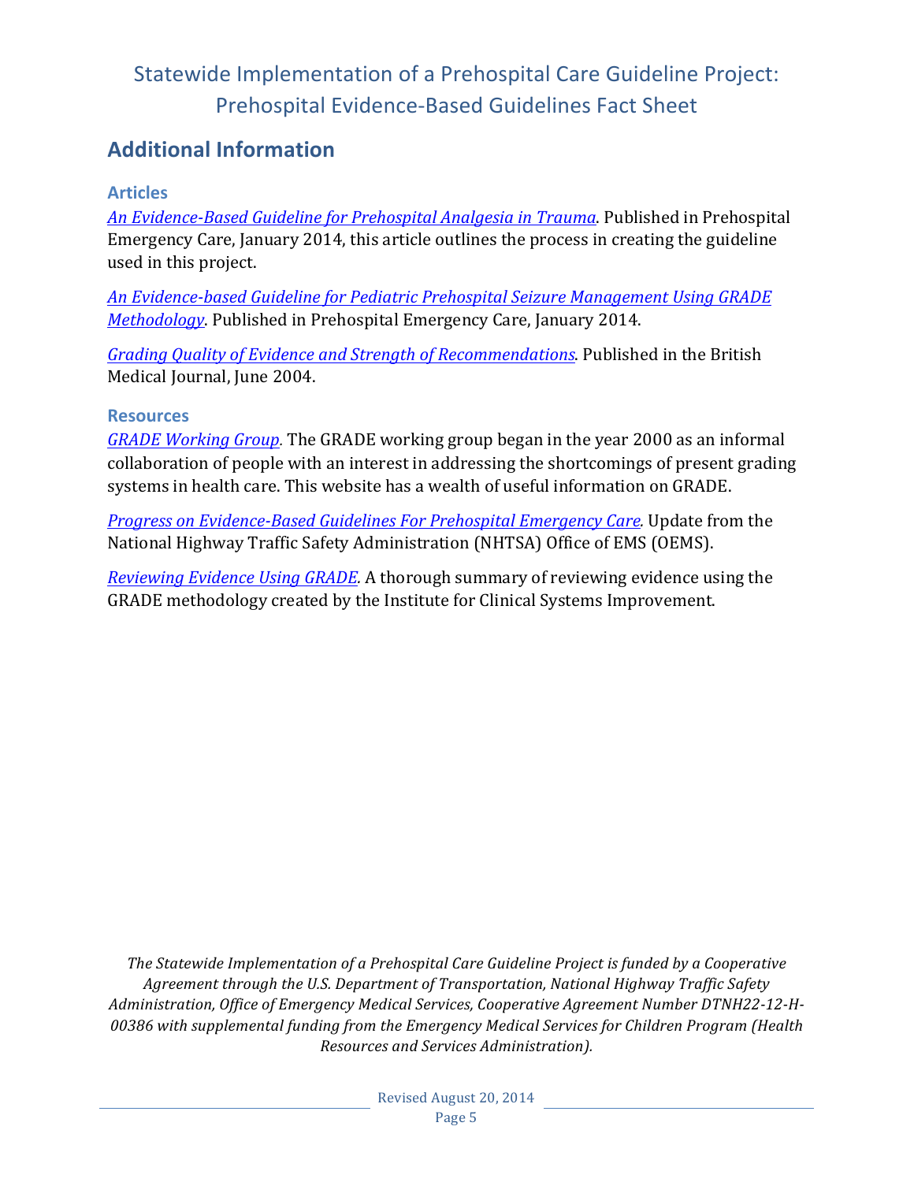## Additional Information

### Articles

*An Evidence-Based Guideline for Prehospital Analgesia in Trauma*. Published in Prehospital Emergency Care, January 2014, this article outlines the process in creating the guideline used in this project.

*An Evidence-based Guideline for Pediatric Prehospital Seizure Management Using GRADE Methodology*. Published in Prehospital Emergency Care, January 2014.

*Grading Quality of Evidence and Strength of Recommendations*. Published in the British Medical Journal, June 2004.

### Resources

*GRADE Working Group.* The GRADE working group began in the year 2000 as an informal collaboration of people with an interest in addressing the shortcomings of present grading systems in health care. This website has a wealth of useful information on GRADE.

*Progress on Evidence-Based Guidelines For Prehospital Emergency Care.* Update from the National Highway Traffic Safety Administration (NHTSA) Office of EMS (OEMS).

*Reviewing Evidence Using GRADE.* A thorough summary of reviewing evidence using the GRADE methodology created by the Institute for Clinical Systems Improvement.

*The Statewide Implementation of a Prehospital Care Guideline Project is funded by a Cooperative Agreement through the U.S. Department of Transportation, National Highway Traffic Safety Administration, Office of Emergency Medical Services, Cooperative Agreement Number DTNH22-12-H-00386 with supplemental funding from the Emergency Medical Services for Children Program (Health Resources and Services Administration).*

Revised August 20, 2014